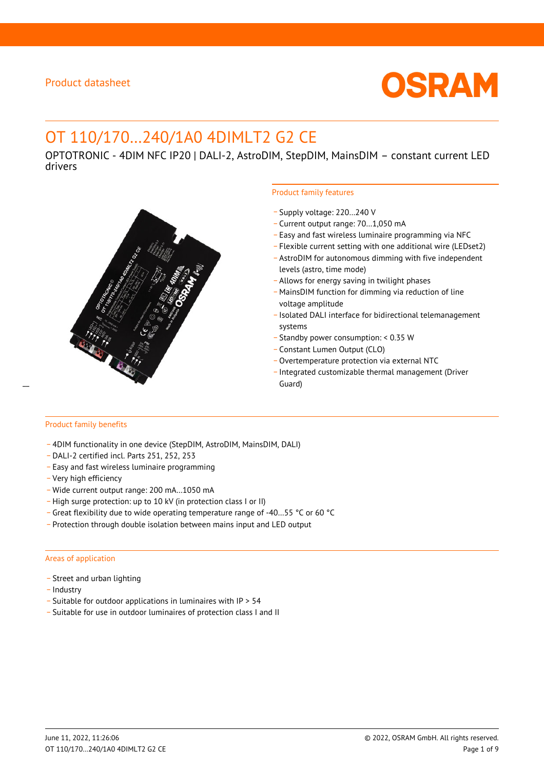Product datasheet

# OT 110/170...240/1A0 4DIMLT2 G2 CE

OPTOTRONIC - 4DIM NFC IP20 | DALI-2, AstroDIM, StepDIM, MainsDIM – constant current LED drivers

## Product family features

- Supply voltage: 220…240 V
- Current output range: 70…1,050 mA
- Easy and fast wireless luminaire programming via NFC
- Flexible current setting with one additional wire (LEDset2)
- AstroDIM for autonomous dimming with five independent levels (astro, time mode)
- Allows for energy saving in twilight phases
- MainsDIM function for dimming via reduction of line voltage amplitude
- Isolated DALI interface for bidirectional telemanagement systems
- Standby power consumption: < 0.35 W
- Constant Lumen Output (CLO)
- Overtemperature protection via external NTC
- Integrated customizable thermal management (Driver Guard)

## Product family benefits

- 4DIM functionality in one device (StepDIM, AstroDIM, MainsDIM, DALI)
- DALI-2 certified incl. Parts 251, 252, 253
- Easy and fast wireless luminaire programming
- Very high efficiency
- Wide current output range: 200 mA…1050 mA
- High surge protection: up to 10 kV (in protection class I or II)
- Great flexibility due to wide operating temperature range of -40…55 °C or 60 °C
- Protection through double isolation between mains input and LED output

## Areas of application

- Street and urban lighting
- Industry
- Suitable for outdoor applications in luminaires with IP > 54
- Suitable for use in outdoor luminaires of protection class I and II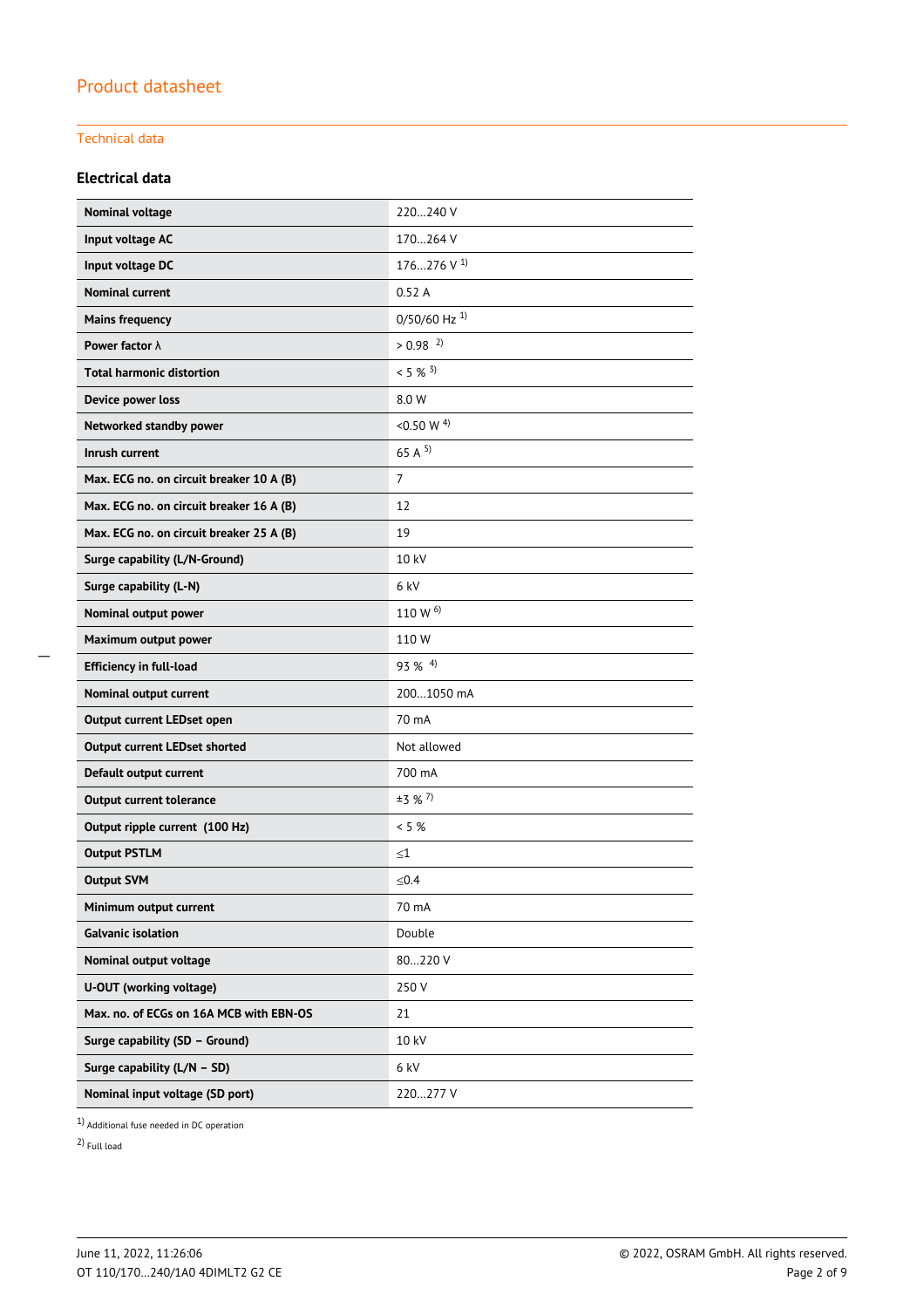# Product datasheet

## Technical data

### Electrical data

| | |
|---|---|
| **Nominal voltage** | 220…240 V |
| **Input voltage AC** | 170…264 V |
| **Input voltage DC** | 176…276 V [1] |
| **Nominal current** | 0.52 A |
| **Mains frequency** | 0/50/60 Hz [1] |
| **Power factor λ** | > 0.98 [2] |
| **Total harmonic distortion** | < 5 % [3] |
| **Device power loss** | 8.0 W |
| **Networked standby power** | <0.50 W [4] |
| **Inrush current** | 65 A [5] |
| **Max. ECG no. on circuit breaker 10 A (B)** | 7 |
| **Max. ECG no. on circuit breaker 16 A (B)** | 12 |
| **Max. ECG no. on circuit breaker 25 A (B)** | 19 |
| **Surge capability (L/N-Ground)** | 10 kV |
| **Surge capability (L-N)** | 6 kV |
| **Nominal output power** | 110 W [6] |
| **Maximum output power** | 110 W |
| **Efficiency in full-load** | 93 % [4] |
| **Nominal output current** | 200…1050 mA |
| **Output current LEDset open** | 70 mA |
| **Output current LEDset shorted** | Not allowed |
| **Default output current** | 700 mA |
| **Output current tolerance** | ±3 % [7] |
| **Output ripple current (100 Hz)** | < 5 % |
| **Output PSTLM** | ≤1 |
| **Output SVM** | ≤0.4 |
| **Minimum output current** | 70 mA |
| **Galvanic isolation** | Double |
| **Nominal output voltage** | 80…220 V |
| **U-OUT (working voltage)** | 250 V |
| **Max. no. of ECGs on 16A MCB with EBN-OS** | 21 |
| **Surge capability (SD – Ground)** | 10 kV |
| **Surge capability (L/N – SD)** | 6 kV |
| **Nominal input voltage (SD port)** | 220…277 V |

[1] Additional fuse needed in DC operation

[2] Full load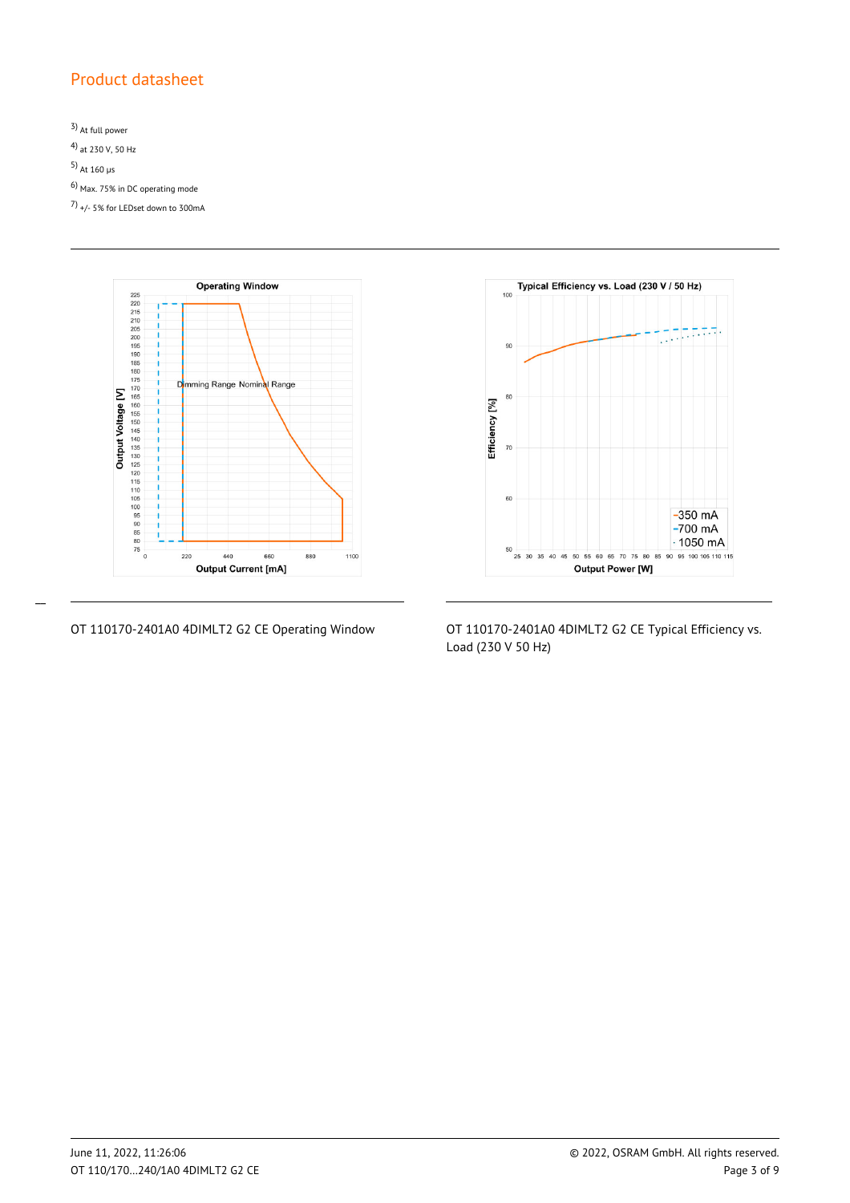## Product datasheet

[3] At full power

[4] at 230 V, 50 Hz

[5] At 160 µs

[6] Max. 75% in DC operating mode

[7] +/- 5% for LEDset down to 300mA

OT 110170-2401A0 4DIMLT2 G2 CE Operating Window

OT 110170-2401A0 4DIMLT2 G2 CE Typical Efficiency vs. Load (230 V 50 Hz)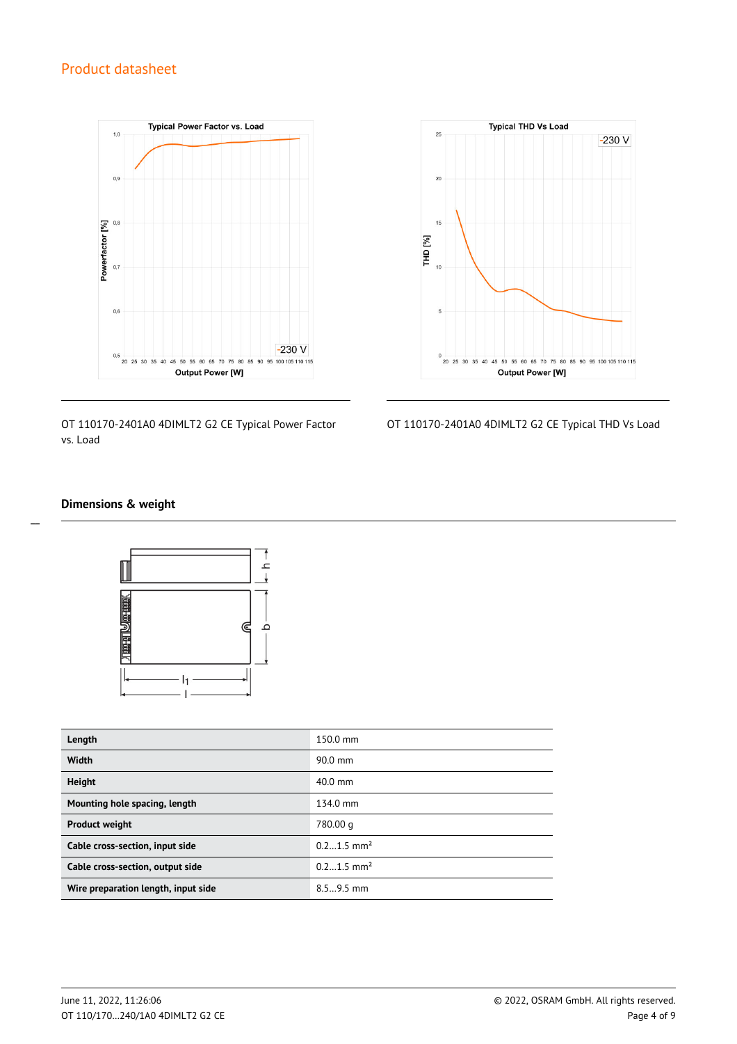OT 110170-2401A0 4DIMLT2 G2 CE Typical Power Factor vs. Load

OT 110170-2401A0 4DIMLT2 G2 CE Typical THD Vs Load

## Dimensions & weight

| Length | 150.0 mm |
|---|---|
| Width | 90.0 mm |
| Height | 40.0 mm |
| Mounting hole spacing, length | 134.0 mm |
| Product weight | 780.00 g |
| Cable cross-section, input side | 0.2…1.5 mm² |
| Cable cross-section, output side | 0.2…1.5 mm² |
| Wire preparation length, input side | 8.5…9.5 mm |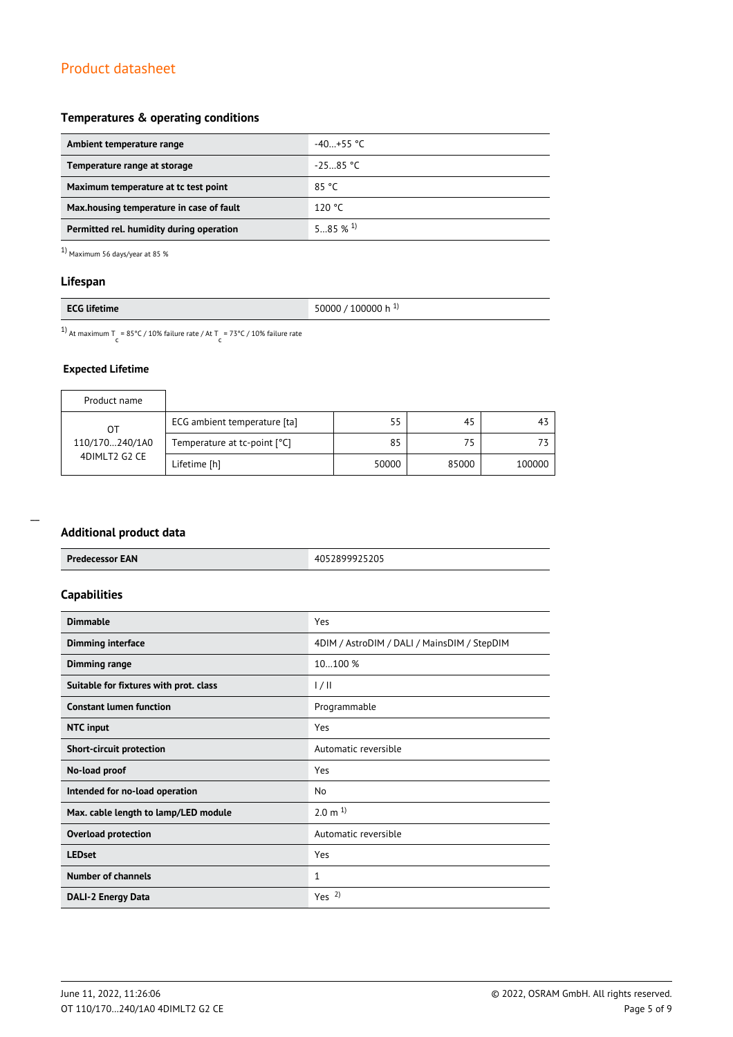## Temperatures & operating conditions

| | |
|---|---|
| **Ambient temperature range** | -40…+55 °C |
| **Temperature range at storage** | -25…85 °C |
| **Maximum temperature at tc test point** | 85 °C |
| **Max.housing temperature in case of fault** | 120 °C |
| **Permitted rel. humidity during operation** | 5…85 % [1] |

[1] Maximum 56 days/year at 85 %

## Lifespan

| | |
|---|---|
| **ECG lifetime** | 50000 / 100000 h [1] |

[1] At maximum $T_c$ = 85°C / 10% failure rate / At $T_c$ = 73°C / 10% failure rate

### Expected Lifetime

| Product name | | | | |
|---|---|---|---|---|
| OT 110/170…240/1A0 4DIMLT2 G2 CE | ECG ambient temperature [ta] | 55 | 45 | 43 |
| | Temperature at tc-point [°C] | 85 | 75 | 73 |
| | Lifetime [h] | 50000 | 85000 | 100000 |

## Additional product data

| | |
|---|---|
| **Predecessor EAN** | 4052899925205 |

## Capabilities

| | |
|---|---|
| **Dimmable** | Yes |
| **Dimming interface** | 4DIM / AstroDIM / DALI / MainsDIM / StepDIM |
| **Dimming range** | 10…100 % |
| **Suitable for fixtures with prot. class** | I / II |
| **Constant lumen function** | Programmable |
| **NTC input** | Yes |
| **Short-circuit protection** | Automatic reversible |
| **No-load proof** | Yes |
| **Intended for no-load operation** | No |
| **Max. cable length to lamp/LED module** | 2.0 m [1] |
| **Overload protection** | Automatic reversible |
| **LEDset** | Yes |
| **Number of channels** | 1 |
| **DALI-2 Energy Data** | Yes [2] |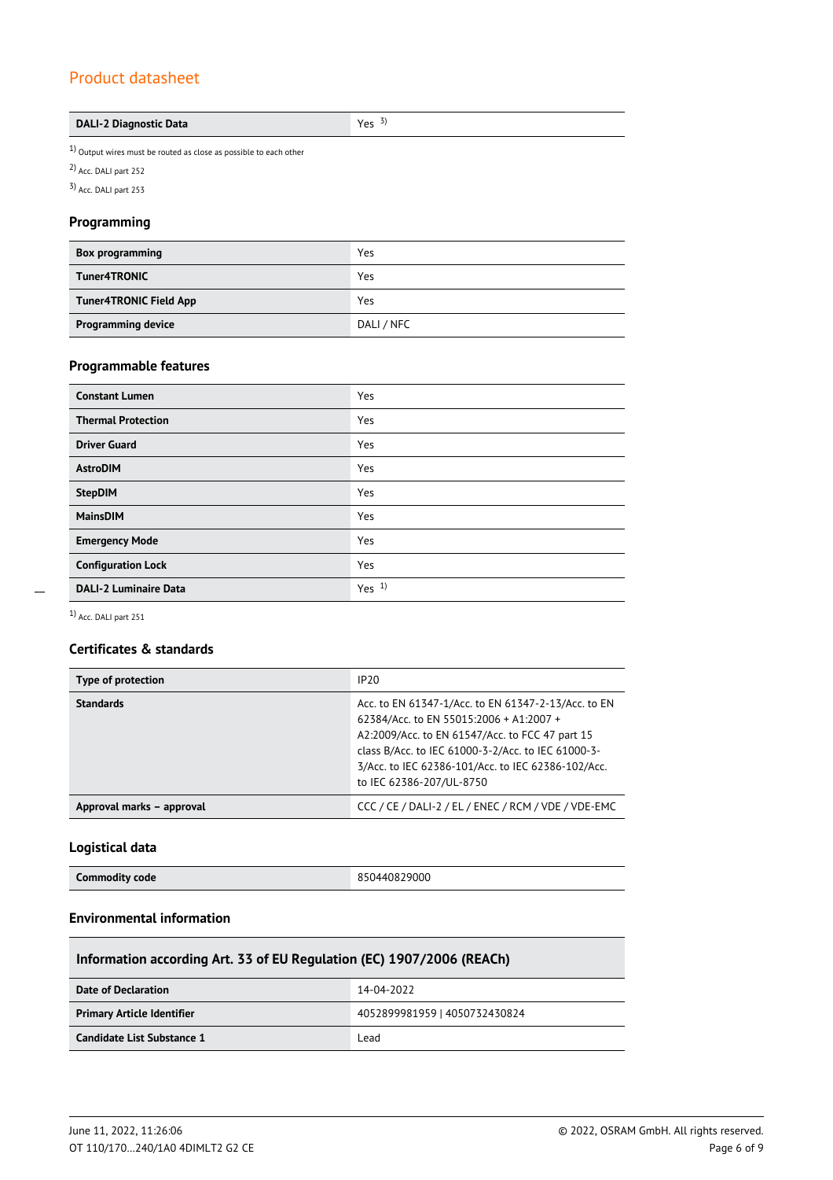Product datasheet

| DALI-2 Diagnostic Data | Yes [3] |
|---|---|

[1] Output wires must be routed as close as possible to each other

[2] Acc. DALI part 252

[3] Acc. DALI part 253

### Programming

| Box programming | Yes |
|---|---|
| Tuner4TRONIC | Yes |
| Tuner4TRONIC Field App | Yes |
| Programming device | DALI / NFC |

### Programmable features

| Constant Lumen | Yes |
|---|---|
| Thermal Protection | Yes |
| Driver Guard | Yes |
| AstroDIM | Yes |
| StepDIM | Yes |
| MainsDIM | Yes |
| Emergency Mode | Yes |
| Configuration Lock | Yes |
| DALI-2 Luminaire Data | Yes [1] |

[1] Acc. DALI part 251

### Certificates & standards

| Type of protection | IP20 |
|---|---|
| Standards | Acc. to EN 61347-1/Acc. to EN 61347-2-13/Acc. to EN 62384/Acc. to EN 55015:2006 + A1:2007 + A2:2009/Acc. to EN 61547/Acc. to FCC 47 part 15 class B/Acc. to IEC 61000-3-2/Acc. to IEC 61000-3-3/Acc. to IEC 62386-101/Acc. to IEC 62386-102/Acc. to IEC 62386-207/UL-8750 |
| Approval marks – approval | CCC / CE / DALI-2 / EL / ENEC / RCM / VDE / VDE-EMC |

### Logistical data

| Commodity code | 850440829000 |
|---|---|

### Environmental information

| Information according Art. 33 of EU Regulation (EC) 1907/2006 (REACh) | |
|---|---|
| Date of Declaration | 14-04-2022 |
| Primary Article Identifier | 4052899981959 \| 4050732430824 |
| Candidate List Substance 1 | Lead |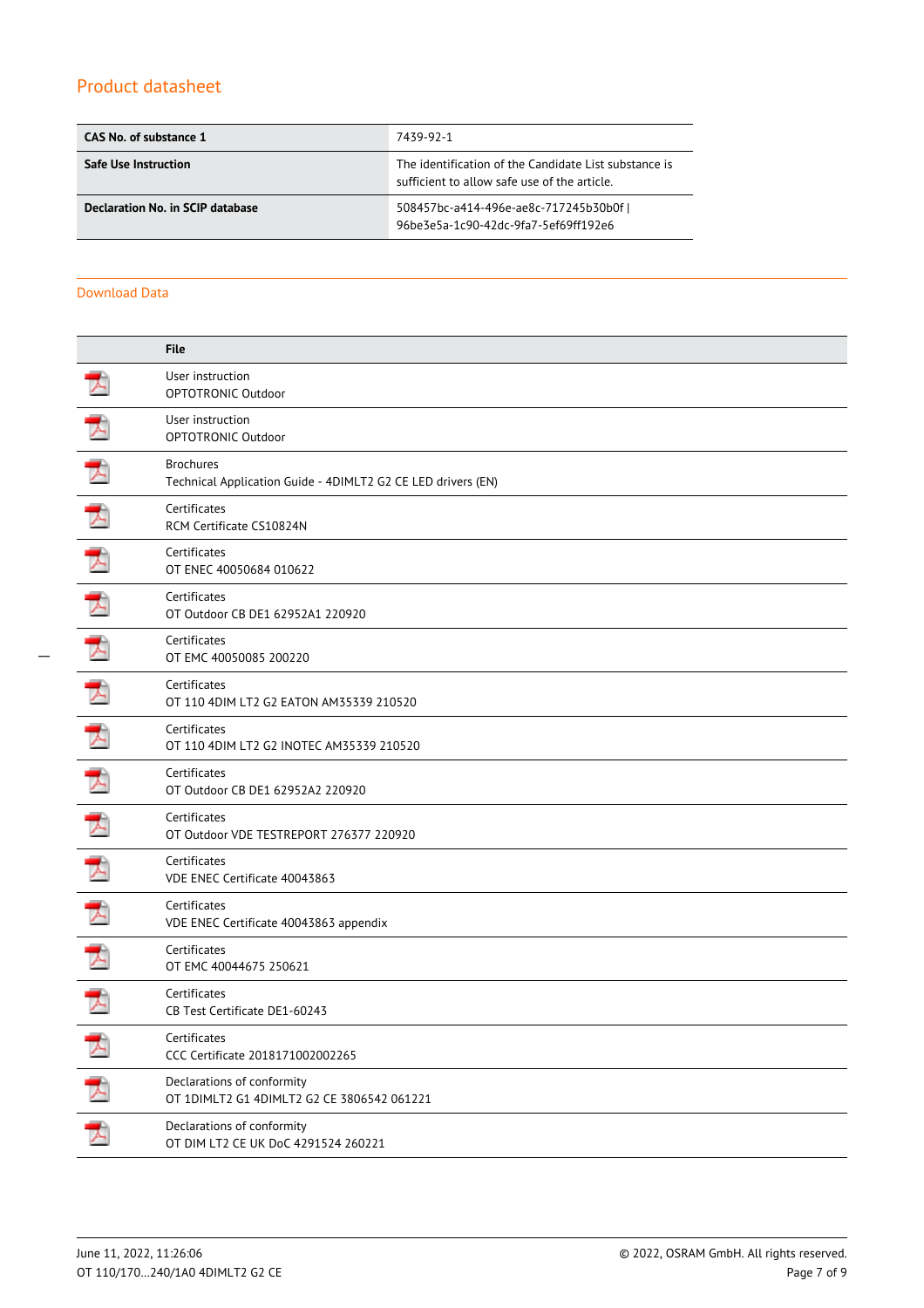## Product datasheet

| | |
|---|---|
| **CAS No. of substance 1** | 7439-92-1 |
| **Safe Use Instruction** | The identification of the Candidate List substance is sufficient to allow safe use of the article. |
| **Declaration No. in SCIP database** | 508457bc-a414-496e-ae8c-717245b30b0f \| 96be3e5a-1c90-42dc-9fa7-5ef69ff192e6 |

## Download Data

| | File |
|---|---|
| | User instruction<br>OPTOTRONIC Outdoor |
| | User instruction<br>OPTOTRONIC Outdoor |
| | Brochures<br>Technical Application Guide - 4DIMLT2 G2 CE LED drivers (EN) |
| | Certificates<br>RCM Certificate CS10824N |
| | Certificates<br>OT ENEC 40050684 010622 |
| | Certificates<br>OT Outdoor CB DE1 62952A1 220920 |
| | Certificates<br>OT EMC 40050085 200220 |
| | Certificates<br>OT 110 4DIM LT2 G2 EATON AM35339 210520 |
| | Certificates<br>OT 110 4DIM LT2 G2 INOTEC AM35339 210520 |
| | Certificates<br>OT Outdoor CB DE1 62952A2 220920 |
| | Certificates<br>OT Outdoor VDE TESTREPORT 276377 220920 |
| | Certificates<br>VDE ENEC Certificate 40043863 |
| | Certificates<br>VDE ENEC Certificate 40043863 appendix |
| | Certificates<br>OT EMC 40044675 250621 |
| | Certificates<br>CB Test Certificate DE1-60243 |
| | Certificates<br>CCC Certificate 2018171002002265 |
| | Declarations of conformity<br>OT 1DIMLT2 G1 4DIMLT2 G2 CE 3806542 061221 |
| | Declarations of conformity<br>OT DIM LT2 CE UK DoC 4291524 260221 |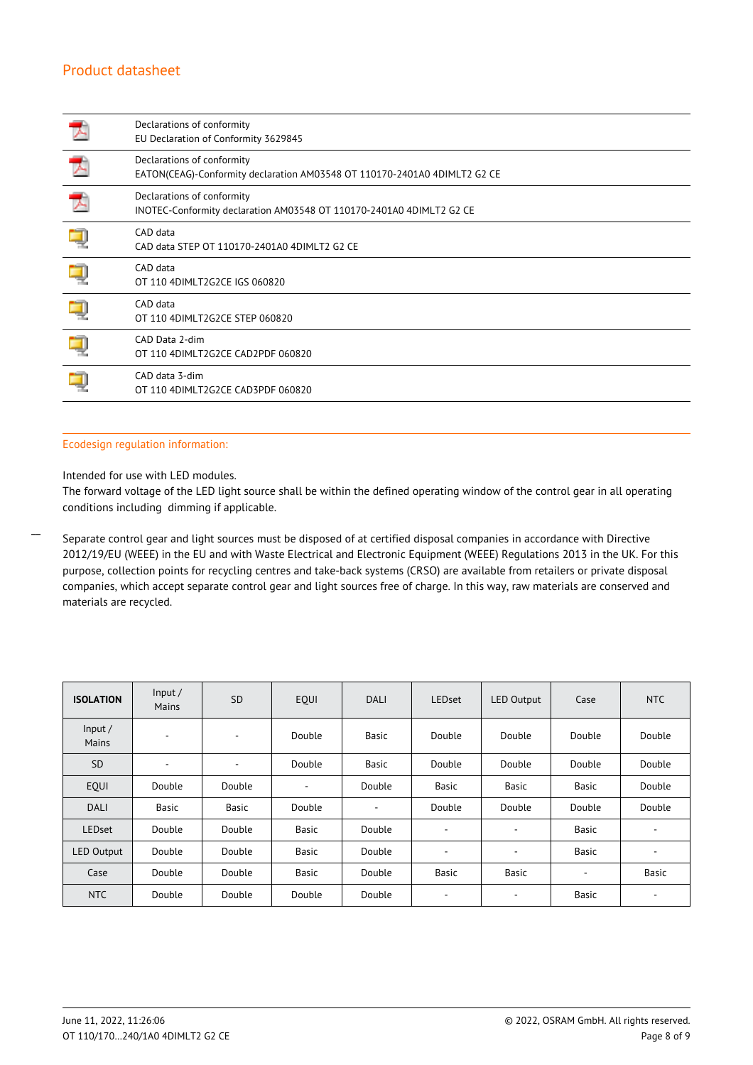| | |
|---|---|
| | Declarations of conformity<br>EU Declaration of Conformity 3629845 |
| | Declarations of conformity<br>EATON(CEAG)-Conformity declaration AM03548 OT 110170-2401A0 4DIMLT2 G2 CE |
| | Declarations of conformity<br>INOTEC-Conformity declaration AM03548 OT 110170-2401A0 4DIMLT2 G2 CE |
| | CAD data<br>CAD data STEP OT 110170-2401A0 4DIMLT2 G2 CE |
| | CAD data<br>OT 110 4DIMLT2G2CE IGS 060820 |
| | CAD data<br>OT 110 4DIMLT2G2CE STEP 060820 |
| | CAD Data 2-dim<br>OT 110 4DIMLT2G2CE CAD2PDF 060820 |
| | CAD data 3-dim<br>OT 110 4DIMLT2G2CE CAD3PDF 060820 |

## Ecodesign regulation information:

Intended for use with LED modules.
The forward voltage of the LED light source shall be within the defined operating window of the control gear in all operating conditions including dimming if applicable.

Separate control gear and light sources must be disposed of at certified disposal companies in accordance with Directive 2012/19/EU (WEEE) in the EU and with Waste Electrical and Electronic Equipment (WEEE) Regulations 2013 in the UK. For this purpose, collection points for recycling centres and take-back systems (CRSO) are available from retailers or private disposal companies, which accept separate control gear and light sources free of charge. In this way, raw materials are conserved and materials are recycled.

| **ISOLATION** | Input / Mains | SD | EQUI | DALI | LEDset | LED Output | Case | NTC |
|---|---|---|---|---|---|---|---|---|
| Input / Mains | - | - | Double | Basic | Double | Double | Double | Double |
| SD | - | - | Double | Basic | Double | Double | Double | Double |
| EQUI | Double | Double | - | Double | Basic | Basic | Basic | Double |
| DALI | Basic | Basic | Double | - | Double | Double | Double | Double |
| LEDset | Double | Double | Basic | Double | - | - | Basic | - |
| LED Output | Double | Double | Basic | Double | - | - | Basic | - |
| Case | Double | Double | Basic | Double | Basic | Basic | - | Basic |
| NTC | Double | Double | Double | Double | - | - | Basic | - |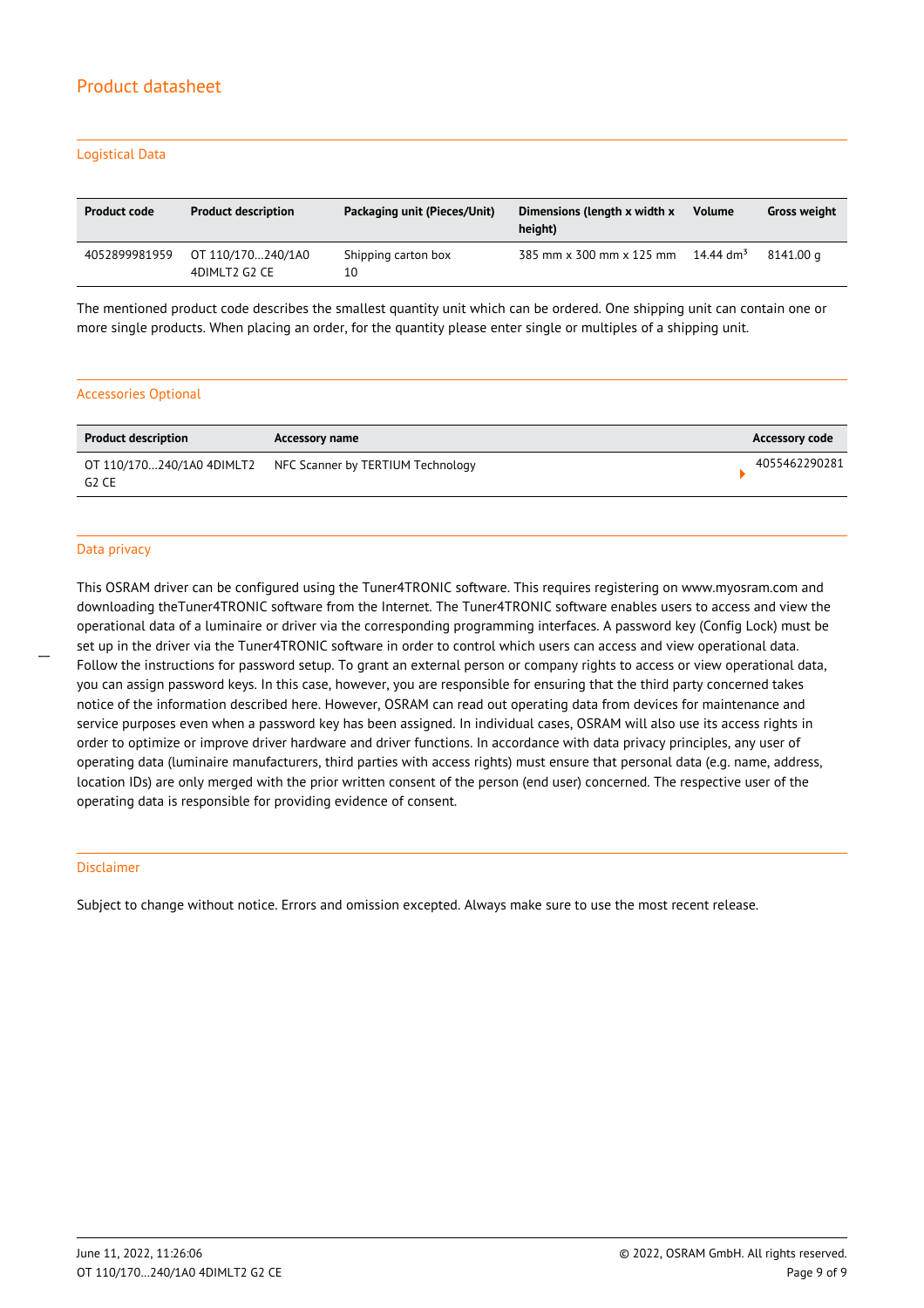## Logistical Data

| Product code | Product description | Packaging unit (Pieces/Unit) | Dimensions (length x width x height) | Volume | Gross weight |
|---|---|---|---|---|---|
| 4052899981959 | OT 110/170…240/1A0 4DIMLT2 G2 CE | Shipping carton box 10 | 385 mm x 300 mm x 125 mm | 14.44 $dm^3$ | 8141.00 g |

The mentioned product code describes the smallest quantity unit which can be ordered. One shipping unit can contain one or more single products. When placing an order, for the quantity please enter single or multiples of a shipping unit.

## Accessories Optional

| Product description | Accessory name | Accessory code |
|---|---|---|
| OT 110/170…240/1A0 4DIMLT2 G2 CE | NFC Scanner by TERTIUM Technology | 4055462290281 |

## Data privacy

This OSRAM driver can be configured using the Tuner4TRONIC software. This requires registering on www.myosram.com and downloading theTuner4TRONIC software from the Internet. The Tuner4TRONIC software enables users to access and view the operational data of a luminaire or driver via the corresponding programming interfaces. A password key (Config Lock) must be set up in the driver via the Tuner4TRONIC software in order to control which users can access and view operational data. Follow the instructions for password setup. To grant an external person or company rights to access or view operational data, you can assign password keys. In this case, however, you are responsible for ensuring that the third party concerned takes notice of the information described here. However, OSRAM can read out operating data from devices for maintenance and service purposes even when a password key has been assigned. In individual cases, OSRAM will also use its access rights in order to optimize or improve driver hardware and driver functions. In accordance with data privacy principles, any user of operating data (luminaire manufacturers, third parties with access rights) must ensure that personal data (e.g. name, address, location IDs) are only merged with the prior written consent of the person (end user) concerned. The respective user of the operating data is responsible for providing evidence of consent.

## Disclaimer

Subject to change without notice. Errors and omission excepted. Always make sure to use the most recent release.